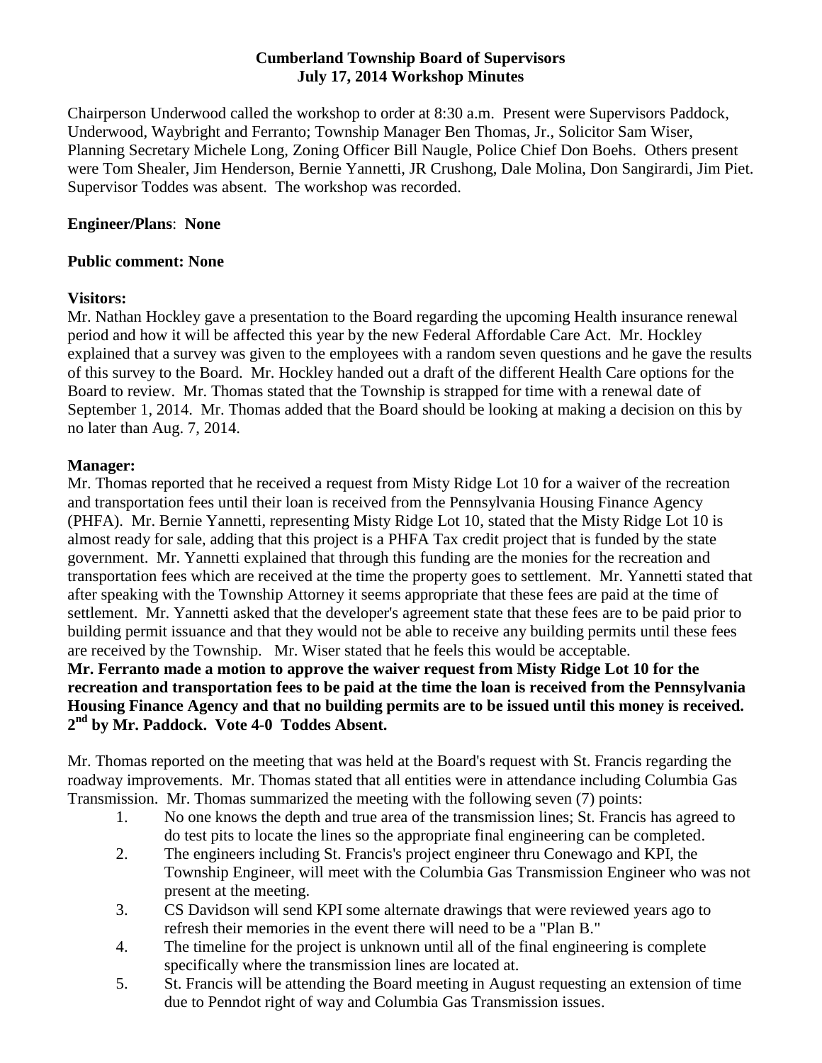**Cumberland Township Board of Supervisors**
**July 17, 2014 Workshop Minutes**

Chairperson Underwood called the workshop to order at 8:30 a.m. Present were Supervisors Paddock, Underwood, Waybright and Ferranto; Township Manager Ben Thomas, Jr., Solicitor Sam Wiser, Planning Secretary Michele Long, Zoning Officer Bill Naugle, Police Chief Don Boehs. Others present were Tom Shealer, Jim Henderson, Bernie Yannetti, JR Crushong, Dale Molina, Don Sangirardi, Jim Piet. Supervisor Toddes was absent. The workshop was recorded.

**Engineer/Plans**: **None**

**Public comment: None**

**Visitors:**
Mr. Nathan Hockley gave a presentation to the Board regarding the upcoming Health insurance renewal period and how it will be affected this year by the new Federal Affordable Care Act. Mr. Hockley explained that a survey was given to the employees with a random seven questions and he gave the results of this survey to the Board. Mr. Hockley handed out a draft of the different Health Care options for the Board to review. Mr. Thomas stated that the Township is strapped for time with a renewal date of September 1, 2014. Mr. Thomas added that the Board should be looking at making a decision on this by no later than Aug. 7, 2014.

**Manager:**
Mr. Thomas reported that he received a request from Misty Ridge Lot 10 for a waiver of the recreation and transportation fees until their loan is received from the Pennsylvania Housing Finance Agency (PHFA). Mr. Bernie Yannetti, representing Misty Ridge Lot 10, stated that the Misty Ridge Lot 10 is almost ready for sale, adding that this project is a PHFA Tax credit project that is funded by the state government. Mr. Yannetti explained that through this funding are the monies for the recreation and transportation fees which are received at the time the property goes to settlement. Mr. Yannetti stated that after speaking with the Township Attorney it seems appropriate that these fees are paid at the time of settlement. Mr. Yannetti asked that the developer's agreement state that these fees are to be paid prior to building permit issuance and that they would not be able to receive any building permits until these fees are received by the Township. Mr. Wiser stated that he feels this would be acceptable.
**Mr. Ferranto made a motion to approve the waiver request from Misty Ridge Lot 10 for the recreation and transportation fees to be paid at the time the loan is received from the Pennsylvania Housing Finance Agency and that no building permits are to be issued until this money is received. 2nd by Mr. Paddock. Vote 4-0 Toddes Absent.**

Mr. Thomas reported on the meeting that was held at the Board's request with St. Francis regarding the roadway improvements. Mr. Thomas stated that all entities were in attendance including Columbia Gas Transmission. Mr. Thomas summarized the meeting with the following seven (7) points:

1. No one knows the depth and true area of the transmission lines; St. Francis has agreed to do test pits to locate the lines so the appropriate final engineering can be completed.
2. The engineers including St. Francis's project engineer thru Conewago and KPI, the Township Engineer, will meet with the Columbia Gas Transmission Engineer who was not present at the meeting.
3. CS Davidson will send KPI some alternate drawings that were reviewed years ago to refresh their memories in the event there will need to be a "Plan B."
4. The timeline for the project is unknown until all of the final engineering is complete specifically where the transmission lines are located at.
5. St. Francis will be attending the Board meeting in August requesting an extension of time due to Penndot right of way and Columbia Gas Transmission issues.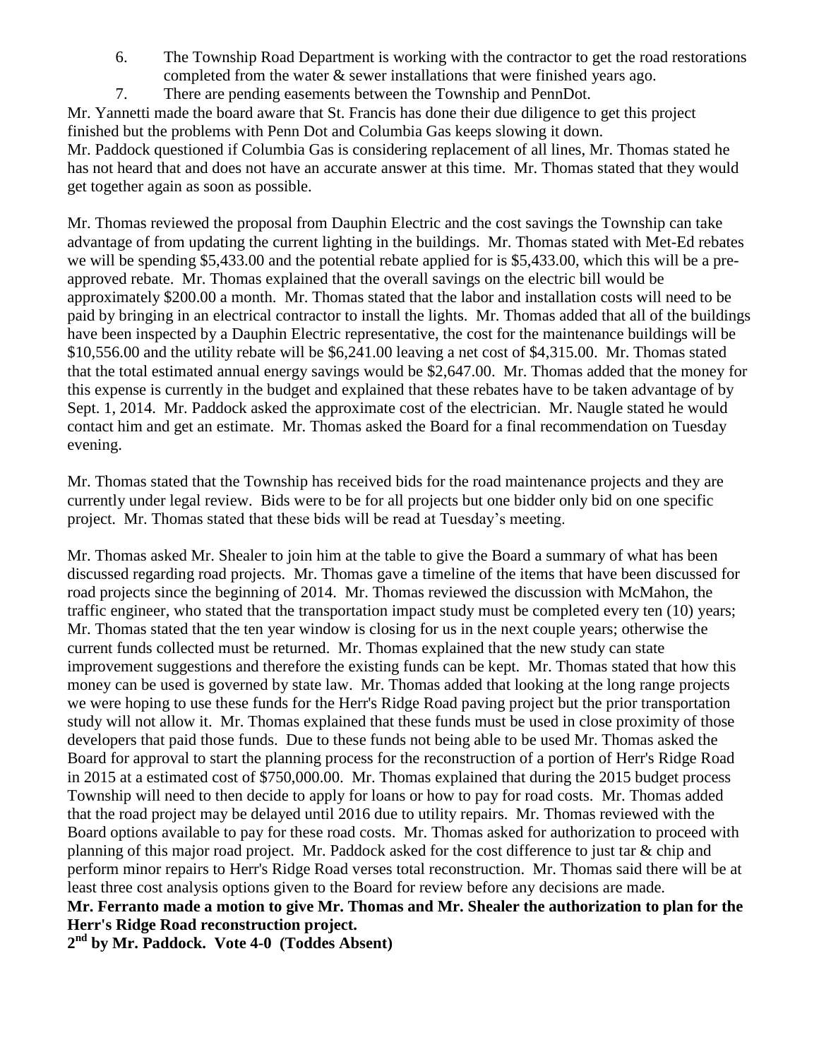6. The Township Road Department is working with the contractor to get the road restorations completed from the water & sewer installations that were finished years ago.
7. There are pending easements between the Township and PennDot.

Mr. Yannetti made the board aware that St. Francis has done their due diligence to get this project finished but the problems with Penn Dot and Columbia Gas keeps slowing it down.
Mr. Paddock questioned if Columbia Gas is considering replacement of all lines, Mr. Thomas stated he has not heard that and does not have an accurate answer at this time. Mr. Thomas stated that they would get together again as soon as possible.

Mr. Thomas reviewed the proposal from Dauphin Electric and the cost savings the Township can take advantage of from updating the current lighting in the buildings. Mr. Thomas stated with Met-Ed rebates we will be spending $5,433.00 and the potential rebate applied for is $5,433.00, which this will be a pre-approved rebate. Mr. Thomas explained that the overall savings on the electric bill would be approximately $200.00 a month. Mr. Thomas stated that the labor and installation costs will need to be paid by bringing in an electrical contractor to install the lights. Mr. Thomas added that all of the buildings have been inspected by a Dauphin Electric representative, the cost for the maintenance buildings will be $10,556.00 and the utility rebate will be $6,241.00 leaving a net cost of $4,315.00. Mr. Thomas stated that the total estimated annual energy savings would be $2,647.00. Mr. Thomas added that the money for this expense is currently in the budget and explained that these rebates have to be taken advantage of by Sept. 1, 2014. Mr. Paddock asked the approximate cost of the electrician. Mr. Naugle stated he would contact him and get an estimate. Mr. Thomas asked the Board for a final recommendation on Tuesday evening.

Mr. Thomas stated that the Township has received bids for the road maintenance projects and they are currently under legal review. Bids were to be for all projects but one bidder only bid on one specific project. Mr. Thomas stated that these bids will be read at Tuesday's meeting.

Mr. Thomas asked Mr. Shealer to join him at the table to give the Board a summary of what has been discussed regarding road projects. Mr. Thomas gave a timeline of the items that have been discussed for road projects since the beginning of 2014. Mr. Thomas reviewed the discussion with McMahon, the traffic engineer, who stated that the transportation impact study must be completed every ten (10) years; Mr. Thomas stated that the ten year window is closing for us in the next couple years; otherwise the current funds collected must be returned. Mr. Thomas explained that the new study can state improvement suggestions and therefore the existing funds can be kept. Mr. Thomas stated that how this money can be used is governed by state law. Mr. Thomas added that looking at the long range projects we were hoping to use these funds for the Herr's Ridge Road paving project but the prior transportation study will not allow it. Mr. Thomas explained that these funds must be used in close proximity of those developers that paid those funds. Due to these funds not being able to be used Mr. Thomas asked the Board for approval to start the planning process for the reconstruction of a portion of Herr's Ridge Road in 2015 at a estimated cost of $750,000.00. Mr. Thomas explained that during the 2015 budget process Township will need to then decide to apply for loans or how to pay for road costs. Mr. Thomas added that the road project may be delayed until 2016 due to utility repairs. Mr. Thomas reviewed with the Board options available to pay for these road costs. Mr. Thomas asked for authorization to proceed with planning of this major road project. Mr. Paddock asked for the cost difference to just tar & chip and perform minor repairs to Herr's Ridge Road verses total reconstruction. Mr. Thomas said there will be at least three cost analysis options given to the Board for review before any decisions are made.

**Mr. Ferranto made a motion to give Mr. Thomas and Mr. Shealer the authorization to plan for the Herr's Ridge Road reconstruction project.**
**2nd by Mr. Paddock. Vote 4-0 (Toddes Absent)**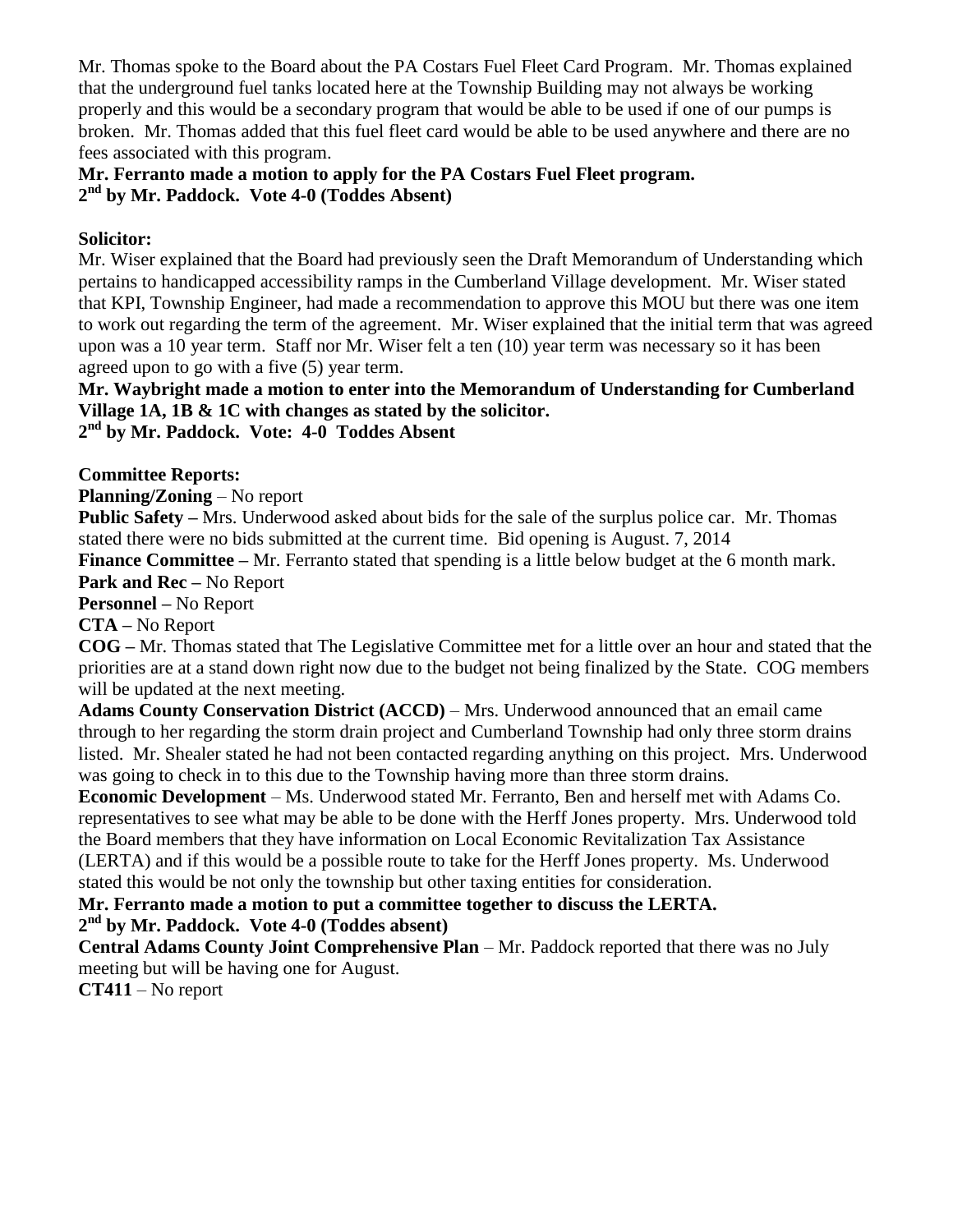Mr. Thomas spoke to the Board about the PA Costars Fuel Fleet Card Program. Mr. Thomas explained that the underground fuel tanks located here at the Township Building may not always be working properly and this would be a secondary program that would be able to be used if one of our pumps is broken. Mr. Thomas added that this fuel fleet card would be able to be used anywhere and there are no fees associated with this program.

**Mr. Ferranto made a motion to apply for the PA Costars Fuel Fleet program.**
**2nd by Mr. Paddock. Vote 4-0 (Toddes Absent)**

**Solicitor:**

Mr. Wiser explained that the Board had previously seen the Draft Memorandum of Understanding which pertains to handicapped accessibility ramps in the Cumberland Village development. Mr. Wiser stated that KPI, Township Engineer, had made a recommendation to approve this MOU but there was one item to work out regarding the term of the agreement. Mr. Wiser explained that the initial term that was agreed upon was a 10 year term. Staff nor Mr. Wiser felt a ten (10) year term was necessary so it has been agreed upon to go with a five (5) year term.

**Mr. Waybright made a motion to enter into the Memorandum of Understanding for Cumberland Village 1A, 1B & 1C with changes as stated by the solicitor.**
**2nd by Mr. Paddock. Vote: 4-0 Toddes Absent**

**Committee Reports:**

**Planning/Zoning** – No report

**Public Safety –** Mrs. Underwood asked about bids for the sale of the surplus police car. Mr. Thomas stated there were no bids submitted at the current time. Bid opening is August. 7, 2014

**Finance Committee –** Mr. Ferranto stated that spending is a little below budget at the 6 month mark.

**Park and Rec –** No Report

**Personnel –** No Report

**CTA –** No Report

**COG –** Mr. Thomas stated that The Legislative Committee met for a little over an hour and stated that the priorities are at a stand down right now due to the budget not being finalized by the State. COG members will be updated at the next meeting.

**Adams County Conservation District (ACCD)** – Mrs. Underwood announced that an email came through to her regarding the storm drain project and Cumberland Township had only three storm drains listed. Mr. Shealer stated he had not been contacted regarding anything on this project. Mrs. Underwood was going to check in to this due to the Township having more than three storm drains.

**Economic Development** – Ms. Underwood stated Mr. Ferranto, Ben and herself met with Adams Co. representatives to see what may be able to be done with the Herff Jones property. Mrs. Underwood told the Board members that they have information on Local Economic Revitalization Tax Assistance (LERTA) and if this would be a possible route to take for the Herff Jones property. Ms. Underwood stated this would be not only the township but other taxing entities for consideration.

**Mr. Ferranto made a motion to put a committee together to discuss the LERTA.**
**2nd by Mr. Paddock. Vote 4-0 (Toddes absent)**

**Central Adams County Joint Comprehensive Plan** – Mr. Paddock reported that there was no July meeting but will be having one for August.

**CT411** – No report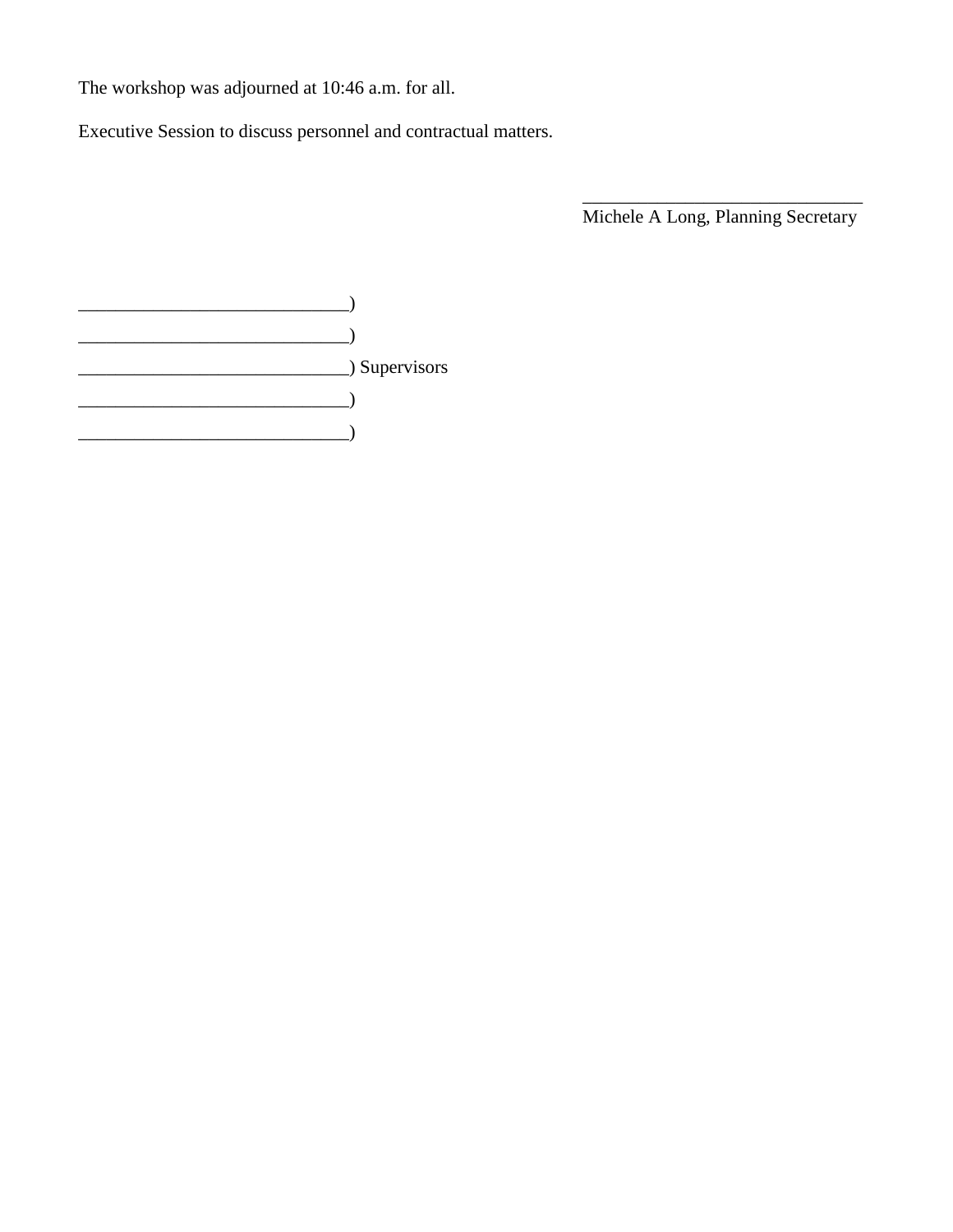The workshop was adjourned at 10:46 a.m. for all.

Executive Session to discuss personnel and contractual matters.

_______________________________
Michele A Long, Planning Secretary

______________________________)
______________________________)
______________________________) Supervisors
______________________________)
______________________________)